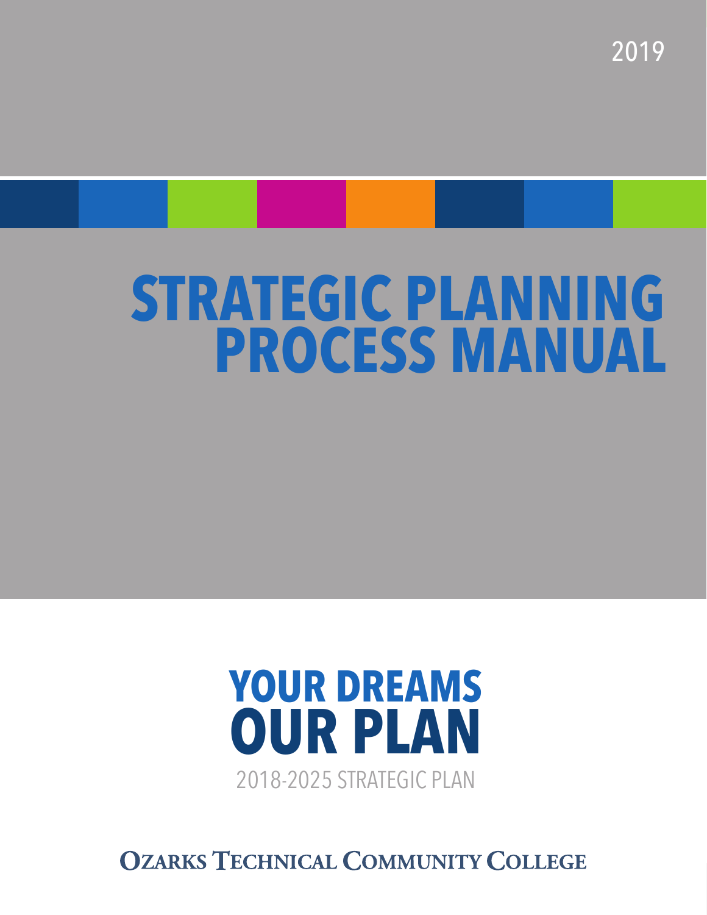2019

# STRATEGIC PLANNING PROCESS MANUAL

## YOUR DREAMS OUR PLAN

2018-2025 STRATEGIC PLAN

OZARKS TECHNICAL COMMUNITY COLLEGE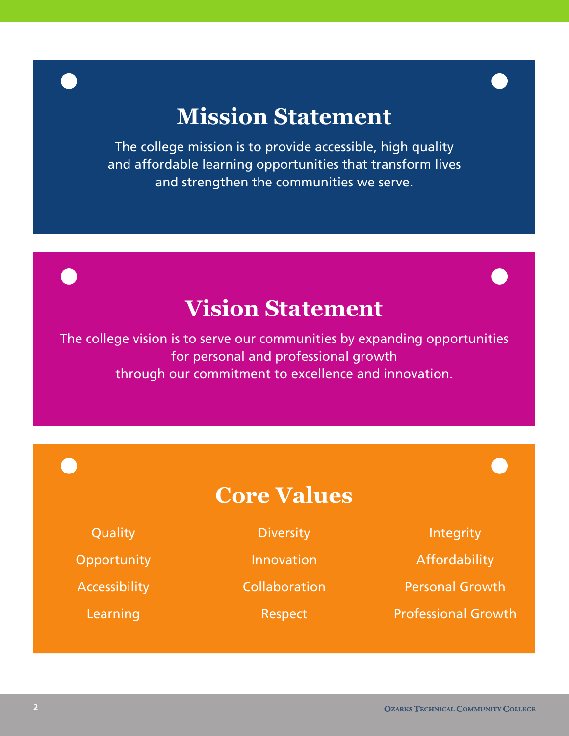## Mission Statement

The college mission is to provide accessible, high quality and affordable learning opportunities that transform lives and strengthen the communities we serve.

## Vision Statement

The college vision is to serve our communities by expanding opportunities for personal and professional growth through our commitment to excellence and innovation.

## Core Values

- Quality
- Opportunity
- Accessibility
- Learning
- Diversity
- Innovation
- Collaboration
- Respect
- Integrity
- Affordability
- Personal Growth
- Professional Growth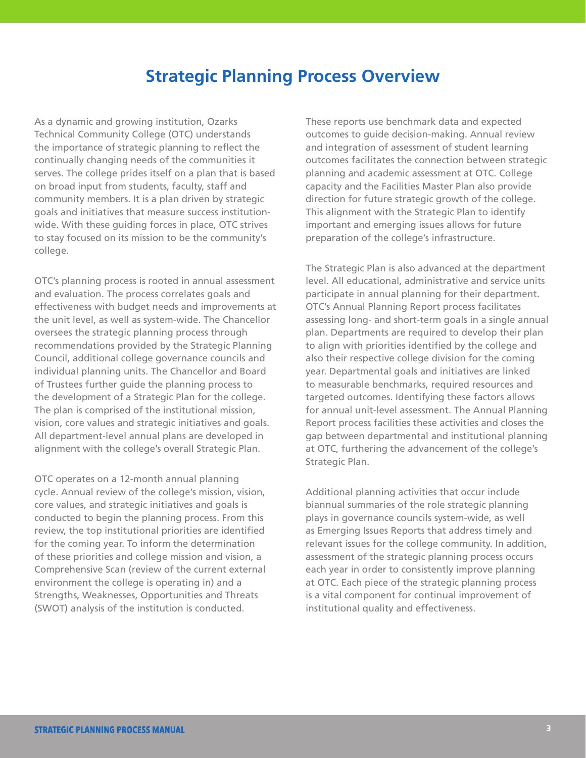# Strategic Planning Process Overview

As a dynamic and growing institution, Ozarks Technical Community College (OTC) understands the importance of strategic planning to reflect the continually changing needs of the communities it serves. The college prides itself on a plan that is based on broad input from students, faculty, staff and community members. It is a plan driven by strategic goals and initiatives that measure success institution-wide. With these guiding forces in place, OTC strives to stay focused on its mission to be the community's college.

OTC's planning process is rooted in annual assessment and evaluation. The process correlates goals and effectiveness with budget needs and improvements at the unit level, as well as system-wide. The Chancellor oversees the strategic planning process through recommendations provided by the Strategic Planning Council, additional college governance councils and individual planning units. The Chancellor and Board of Trustees further guide the planning process to the development of a Strategic Plan for the college. The plan is comprised of the institutional mission, vision, core values and strategic initiatives and goals. All department-level annual plans are developed in alignment with the college's overall Strategic Plan.

OTC operates on a 12-month annual planning cycle. Annual review of the college's mission, vision, core values, and strategic initiatives and goals is conducted to begin the planning process. From this review, the top institutional priorities are identified for the coming year. To inform the determination of these priorities and college mission and vision, a Comprehensive Scan (review of the current external environment the college is operating in) and a Strengths, Weaknesses, Opportunities and Threats (SWOT) analysis of the institution is conducted.

These reports use benchmark data and expected outcomes to guide decision-making. Annual review and integration of assessment of student learning outcomes facilitates the connection between strategic planning and academic assessment at OTC. College capacity and the Facilities Master Plan also provide direction for future strategic growth of the college. This alignment with the Strategic Plan to identify important and emerging issues allows for future preparation of the college's infrastructure.

The Strategic Plan is also advanced at the department level. All educational, administrative and service units participate in annual planning for their department. OTC's Annual Planning Report process facilitates assessing long- and short-term goals in a single annual plan. Departments are required to develop their plan to align with priorities identified by the college and also their respective college division for the coming year. Departmental goals and initiatives are linked to measurable benchmarks, required resources and targeted outcomes. Identifying these factors allows for annual unit-level assessment. The Annual Planning Report process facilities these activities and closes the gap between departmental and institutional planning at OTC, furthering the advancement of the college's Strategic Plan.

Additional planning activities that occur include biannual summaries of the role strategic planning plays in governance councils system-wide, as well as Emerging Issues Reports that address timely and relevant issues for the college community. In addition, assessment of the strategic planning process occurs each year in order to consistently improve planning at OTC. Each piece of the strategic planning process is a vital component for continual improvement of institutional quality and effectiveness.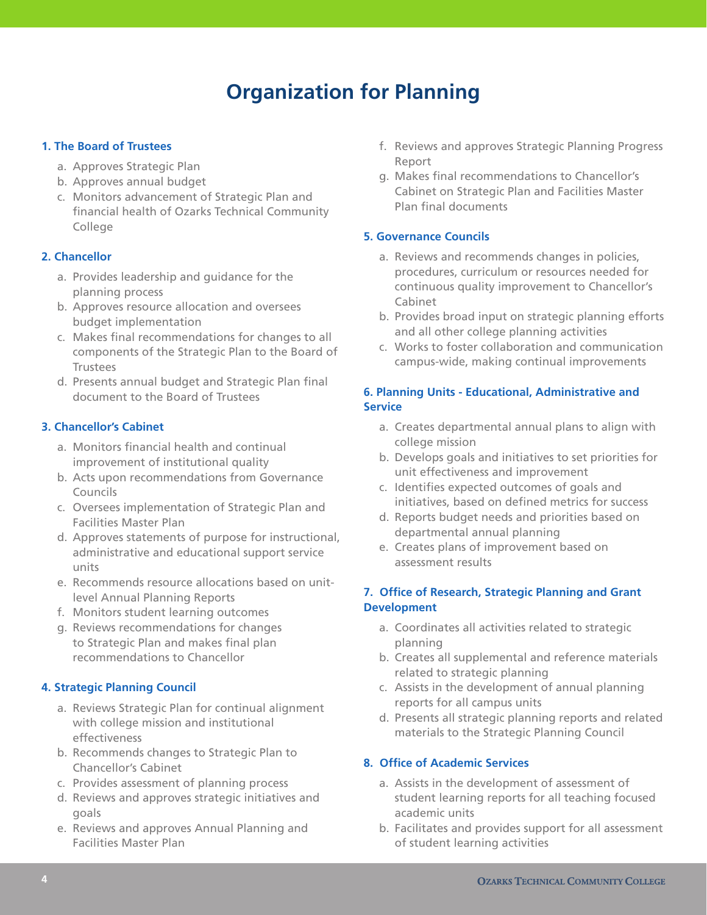# Organization for Planning

### 1. The Board of Trustees

a. Approves Strategic Plan
b. Approves annual budget
c. Monitors advancement of Strategic Plan and financial health of Ozarks Technical Community College

### 2. Chancellor

a. Provides leadership and guidance for the planning process
b. Approves resource allocation and oversees budget implementation
c. Makes final recommendations for changes to all components of the Strategic Plan to the Board of Trustees
d. Presents annual budget and Strategic Plan final document to the Board of Trustees

### 3. Chancellor's Cabinet

a. Monitors financial health and continual improvement of institutional quality
b. Acts upon recommendations from Governance Councils
c. Oversees implementation of Strategic Plan and Facilities Master Plan
d. Approves statements of purpose for instructional, administrative and educational support service units
e. Recommends resource allocations based on unit-level Annual Planning Reports
f. Monitors student learning outcomes
g. Reviews recommendations for changes to Strategic Plan and makes final plan recommendations to Chancellor

### 4. Strategic Planning Council

a. Reviews Strategic Plan for continual alignment with college mission and institutional effectiveness
b. Recommends changes to Strategic Plan to Chancellor's Cabinet
c. Provides assessment of planning process
d. Reviews and approves strategic initiatives and goals
e. Reviews and approves Annual Planning and Facilities Master Plan
f. Reviews and approves Strategic Planning Progress Report
g. Makes final recommendations to Chancellor's Cabinet on Strategic Plan and Facilities Master Plan final documents

### 5. Governance Councils

a. Reviews and recommends changes in policies, procedures, curriculum or resources needed for continuous quality improvement to Chancellor's Cabinet
b. Provides broad input on strategic planning efforts and all other college planning activities
c. Works to foster collaboration and communication campus-wide, making continual improvements

### 6. Planning Units - Educational, Administrative and Service

a. Creates departmental annual plans to align with college mission
b. Develops goals and initiatives to set priorities for unit effectiveness and improvement
c. Identifies expected outcomes of goals and initiatives, based on defined metrics for success
d. Reports budget needs and priorities based on departmental annual planning
e. Creates plans of improvement based on assessment results

### 7. Office of Research, Strategic Planning and Grant Development

a. Coordinates all activities related to strategic planning
b. Creates all supplemental and reference materials related to strategic planning
c. Assists in the development of annual planning reports for all campus units
d. Presents all strategic planning reports and related materials to the Strategic Planning Council

### 8. Office of Academic Services

a. Assists in the development of assessment of student learning reports for all teaching focused academic units
b. Facilitates and provides support for all assessment of student learning activities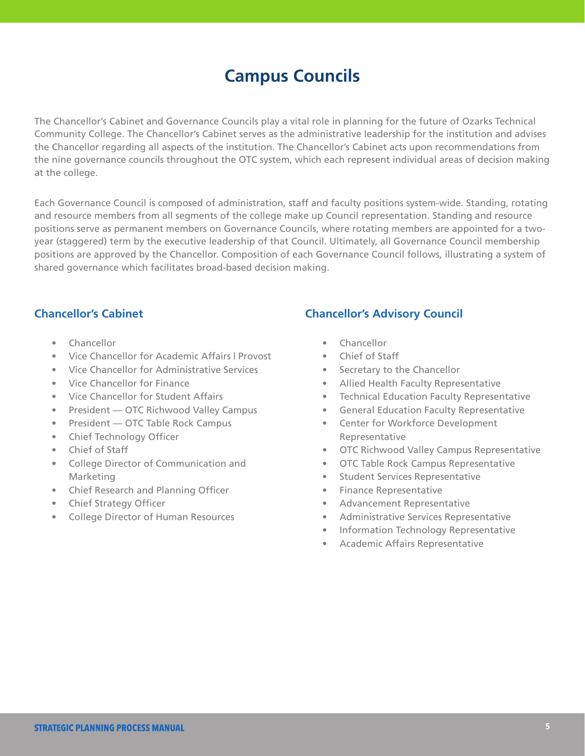# Campus Councils

The Chancellor's Cabinet and Governance Councils play a vital role in planning for the future of Ozarks Technical Community College. The Chancellor's Cabinet serves as the administrative leadership for the institution and advises the Chancellor regarding all aspects of the institution. The Chancellor's Cabinet acts upon recommendations from the nine governance councils throughout the OTC system, which each represent individual areas of decision making at the college.

Each Governance Council is composed of administration, staff and faculty positions system-wide. Standing, rotating and resource members from all segments of the college make up Council representation. Standing and resource positions serve as permanent members on Governance Councils, where rotating members are appointed for a two-year (staggered) term by the executive leadership of that Council. Ultimately, all Governance Council membership positions are approved by the Chancellor. Composition of each Governance Council follows, illustrating a system of shared governance which facilitates broad-based decision making.

## Chancellor's Cabinet

- Chancellor
- Vice Chancellor for Academic Affairs | Provost
- Vice Chancellor for Administrative Services
- Vice Chancellor for Finance
- Vice Chancellor for Student Affairs
- President — OTC Richwood Valley Campus
- President — OTC Table Rock Campus
- Chief Technology Officer
- Chief of Staff
- College Director of Communication and Marketing
- Chief Research and Planning Officer
- Chief Strategy Officer
- College Director of Human Resources

## Chancellor's Advisory Council

- Chancellor
- Chief of Staff
- Secretary to the Chancellor
- Allied Health Faculty Representative
- Technical Education Faculty Representative
- General Education Faculty Representative
- Center for Workforce Development Representative
- OTC Richwood Valley Campus Representative
- OTC Table Rock Campus Representative
- Student Services Representative
- Finance Representative
- Advancement Representative
- Administrative Services Representative
- Information Technology Representative
- Academic Affairs Representative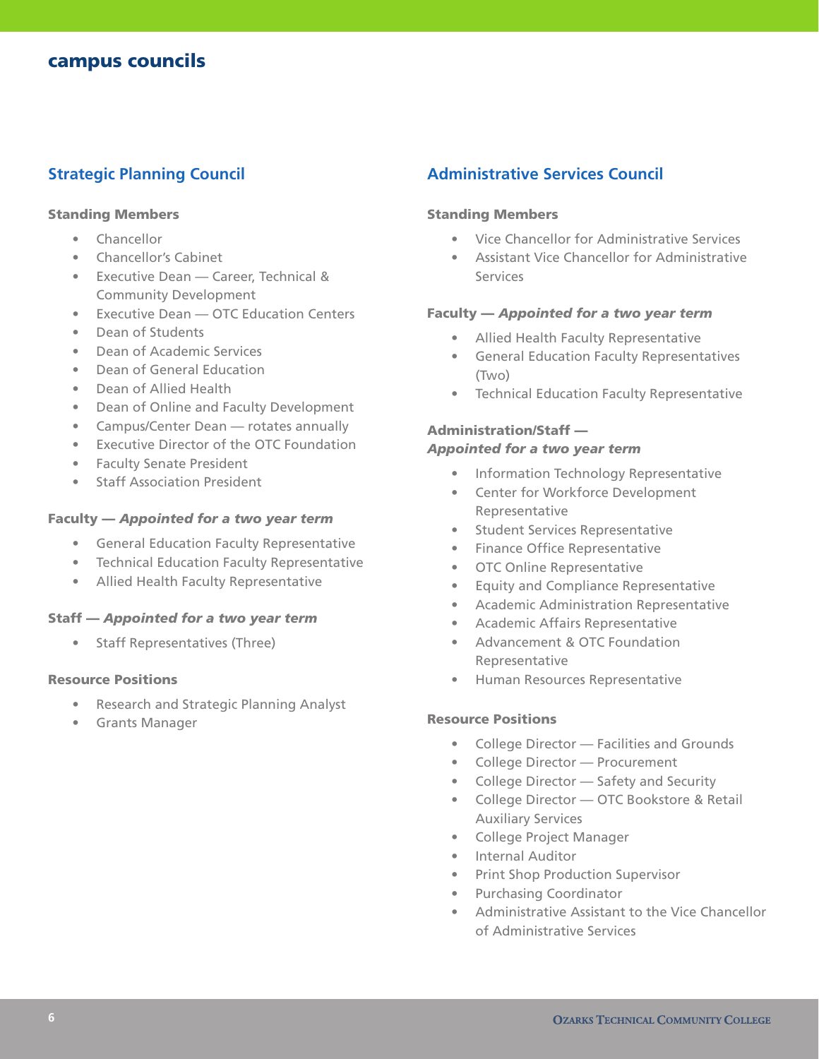# campus councils

## Strategic Planning Council

### Standing Members

- Chancellor
- Chancellor's Cabinet
- Executive Dean — Career, Technical & Community Development
- Executive Dean — OTC Education Centers
- Dean of Students
- Dean of Academic Services
- Dean of General Education
- Dean of Allied Health
- Dean of Online and Faculty Development
- Campus/Center Dean — rotates annually
- Executive Director of the OTC Foundation
- Faculty Senate President
- Staff Association President

### Faculty — *Appointed for a two year term*

- General Education Faculty Representative
- Technical Education Faculty Representative
- Allied Health Faculty Representative

### Staff — *Appointed for a two year term*

- Staff Representatives (Three)

### Resource Positions

- Research and Strategic Planning Analyst
- Grants Manager

## Administrative Services Council

### Standing Members

- Vice Chancellor for Administrative Services
- Assistant Vice Chancellor for Administrative Services

### Faculty — *Appointed for a two year term*

- Allied Health Faculty Representative
- General Education Faculty Representatives (Two)
- Technical Education Faculty Representative

### Administration/Staff — *Appointed for a two year term*

- Information Technology Representative
- Center for Workforce Development Representative
- Student Services Representative
- Finance Office Representative
- OTC Online Representative
- Equity and Compliance Representative
- Academic Administration Representative
- Academic Affairs Representative
- Advancement & OTC Foundation Representative
- Human Resources Representative

### Resource Positions

- College Director — Facilities and Grounds
- College Director — Procurement
- College Director — Safety and Security
- College Director — OTC Bookstore & Retail Auxiliary Services
- College Project Manager
- Internal Auditor
- Print Shop Production Supervisor
- Purchasing Coordinator
- Administrative Assistant to the Vice Chancellor of Administrative Services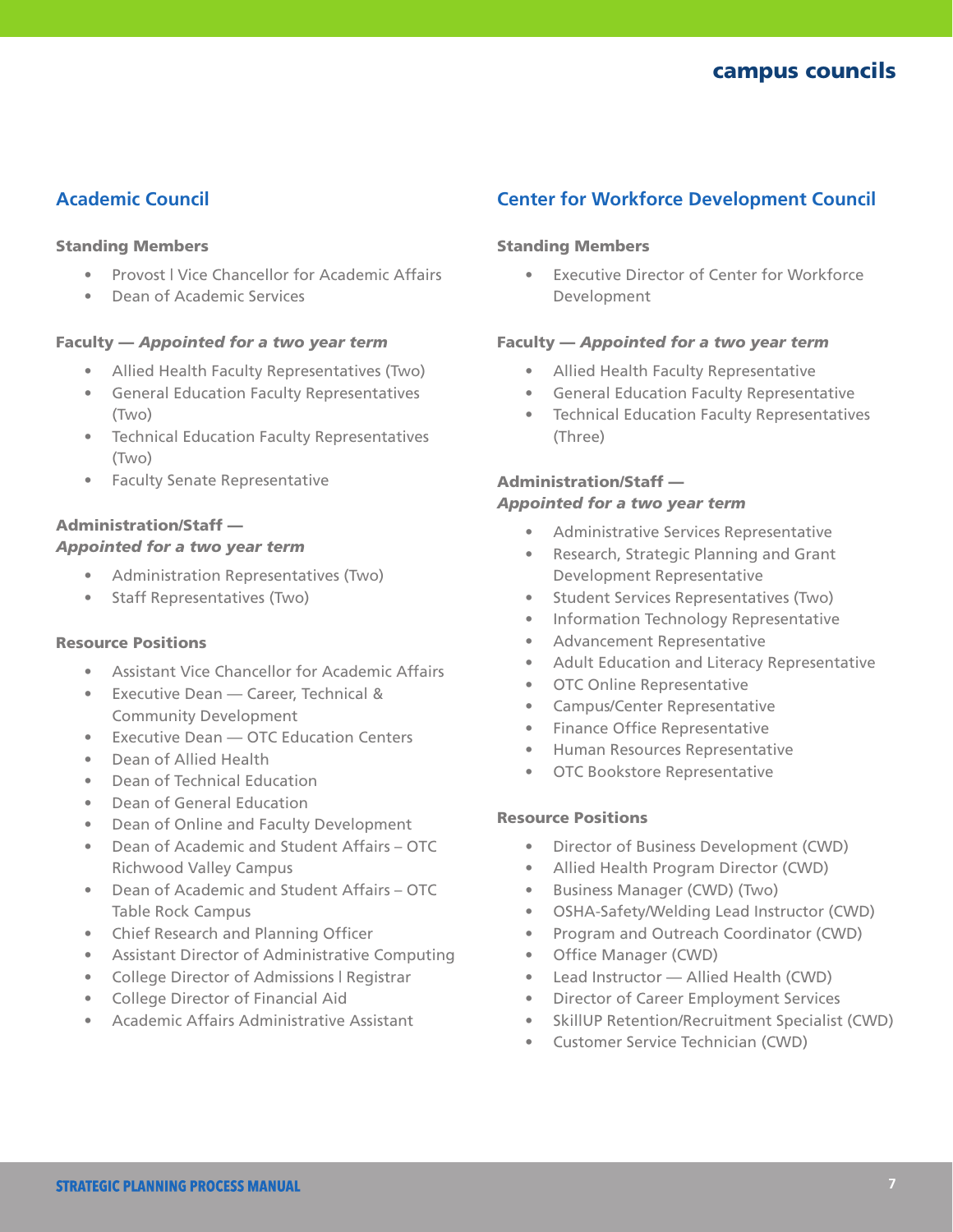## Academic Council

#### Standing Members

- Provost | Vice Chancellor for Academic Affairs
- Dean of Academic Services

#### Faculty — *Appointed for a two year term*

- Allied Health Faculty Representatives (Two)
- General Education Faculty Representatives (Two)
- Technical Education Faculty Representatives (Two)
- Faculty Senate Representative

#### Administration/Staff — *Appointed for a two year term*

- Administration Representatives (Two)
- Staff Representatives (Two)

#### Resource Positions

- Assistant Vice Chancellor for Academic Affairs
- Executive Dean — Career, Technical & Community Development
- Executive Dean — OTC Education Centers
- Dean of Allied Health
- Dean of Technical Education
- Dean of General Education
- Dean of Online and Faculty Development
- Dean of Academic and Student Affairs – OTC Richwood Valley Campus
- Dean of Academic and Student Affairs – OTC Table Rock Campus
- Chief Research and Planning Officer
- Assistant Director of Administrative Computing
- College Director of Admissions | Registrar
- College Director of Financial Aid
- Academic Affairs Administrative Assistant

## Center for Workforce Development Council

#### Standing Members

- Executive Director of Center for Workforce Development

#### Faculty — *Appointed for a two year term*

- Allied Health Faculty Representative
- General Education Faculty Representative
- Technical Education Faculty Representatives (Three)

#### Administration/Staff — *Appointed for a two year term*

- Administrative Services Representative
- Research, Strategic Planning and Grant Development Representative
- Student Services Representatives (Two)
- Information Technology Representative
- Advancement Representative
- Adult Education and Literacy Representative
- OTC Online Representative
- Campus/Center Representative
- Finance Office Representative
- Human Resources Representative
- OTC Bookstore Representative

#### Resource Positions

- Director of Business Development (CWD)
- Allied Health Program Director (CWD)
- Business Manager (CWD) (Two)
- OSHA-Safety/Welding Lead Instructor (CWD)
- Program and Outreach Coordinator (CWD)
- Office Manager (CWD)
- Lead Instructor — Allied Health (CWD)
- Director of Career Employment Services
- SkillUP Retention/Recruitment Specialist (CWD)
- Customer Service Technician (CWD)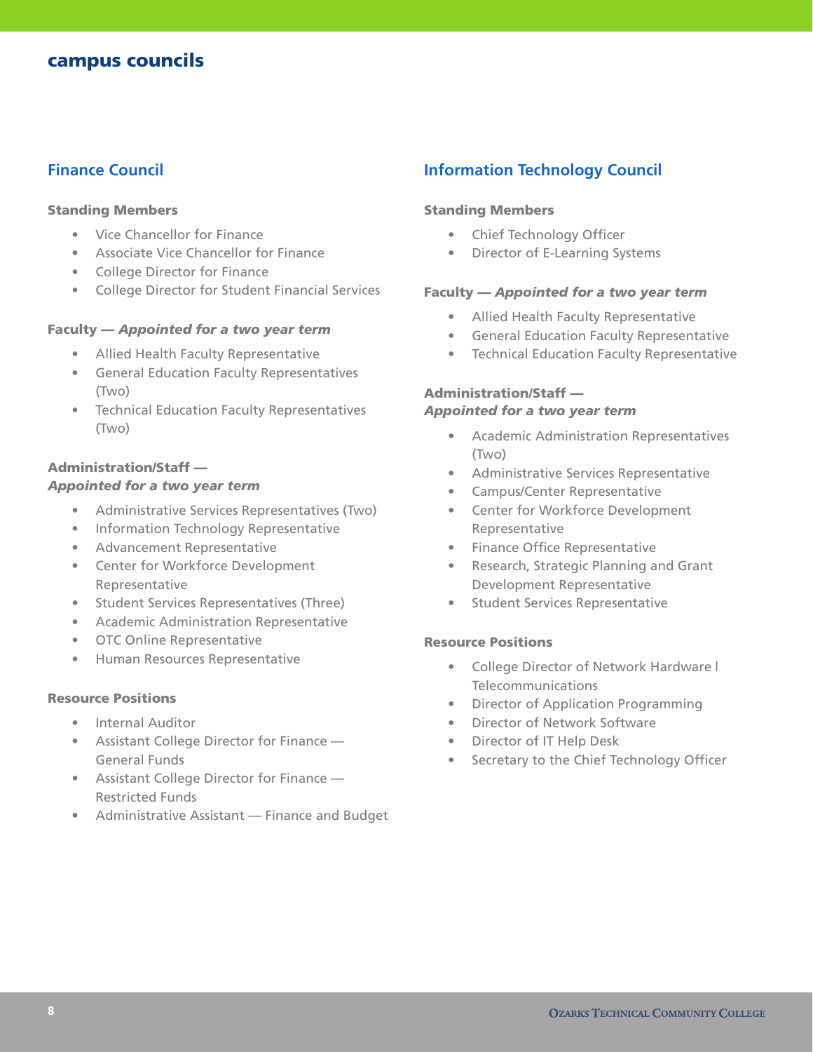# campus councils

## Finance Council

### Standing Members

- Vice Chancellor for Finance
- Associate Vice Chancellor for Finance
- College Director for Finance
- College Director for Student Financial Services

### Faculty — *Appointed for a two year term*

- Allied Health Faculty Representative
- General Education Faculty Representatives (Two)
- Technical Education Faculty Representatives (Two)

### Administration/Staff — *Appointed for a two year term*

- Administrative Services Representatives (Two)
- Information Technology Representative
- Advancement Representative
- Center for Workforce Development Representative
- Student Services Representatives (Three)
- Academic Administration Representative
- OTC Online Representative
- Human Resources Representative

### Resource Positions

- Internal Auditor
- Assistant College Director for Finance — General Funds
- Assistant College Director for Finance — Restricted Funds
- Administrative Assistant — Finance and Budget

## Information Technology Council

### Standing Members

- Chief Technology Officer
- Director of E-Learning Systems

### Faculty — *Appointed for a two year term*

- Allied Health Faculty Representative
- General Education Faculty Representative
- Technical Education Faculty Representative

### Administration/Staff — *Appointed for a two year term*

- Academic Administration Representatives (Two)
- Administrative Services Representative
- Campus/Center Representative
- Center for Workforce Development Representative
- Finance Office Representative
- Research, Strategic Planning and Grant Development Representative
- Student Services Representative

### Resource Positions

- College Director of Network Hardware | Telecommunications
- Director of Application Programming
- Director of Network Software
- Director of IT Help Desk
- Secretary to the Chief Technology Officer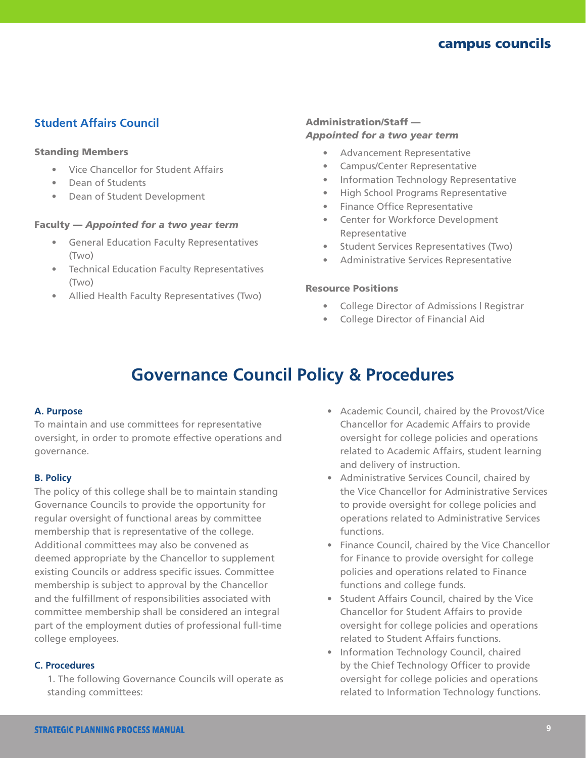### Student Affairs Council

**Standing Members**

- Vice Chancellor for Student Affairs
- Dean of Students
- Dean of Student Development

**Faculty — *Appointed for a two year term***

- General Education Faculty Representatives (Two)
- Technical Education Faculty Representatives (Two)
- Allied Health Faculty Representatives (Two)

**Administration/Staff — *Appointed for a two year term***

- Advancement Representative
- Campus/Center Representative
- Information Technology Representative
- High School Programs Representative
- Finance Office Representative
- Center for Workforce Development Representative
- Student Services Representatives (Two)
- Administrative Services Representative

**Resource Positions**

- College Director of Admissions l Registrar
- College Director of Financial Aid

## Governance Council Policy & Procedures

**A. Purpose**

To maintain and use committees for representative oversight, in order to promote effective operations and governance.

**B. Policy**

The policy of this college shall be to maintain standing Governance Councils to provide the opportunity for regular oversight of functional areas by committee membership that is representative of the college. Additional committees may also be convened as deemed appropriate by the Chancellor to supplement existing Councils or address specific issues. Committee membership is subject to approval by the Chancellor and the fulfillment of responsibilities associated with committee membership shall be considered an integral part of the employment duties of professional full-time college employees.

**C. Procedures**

1. The following Governance Councils will operate as standing committees:

- Academic Council, chaired by the Provost/Vice Chancellor for Academic Affairs to provide oversight for college policies and operations related to Academic Affairs, student learning and delivery of instruction.
- Administrative Services Council, chaired by the Vice Chancellor for Administrative Services to provide oversight for college policies and operations related to Administrative Services functions.
- Finance Council, chaired by the Vice Chancellor for Finance to provide oversight for college policies and operations related to Finance functions and college funds.
- Student Affairs Council, chaired by the Vice Chancellor for Student Affairs to provide oversight for college policies and operations related to Student Affairs functions.
- Information Technology Council, chaired by the Chief Technology Officer to provide oversight for college policies and operations related to Information Technology functions.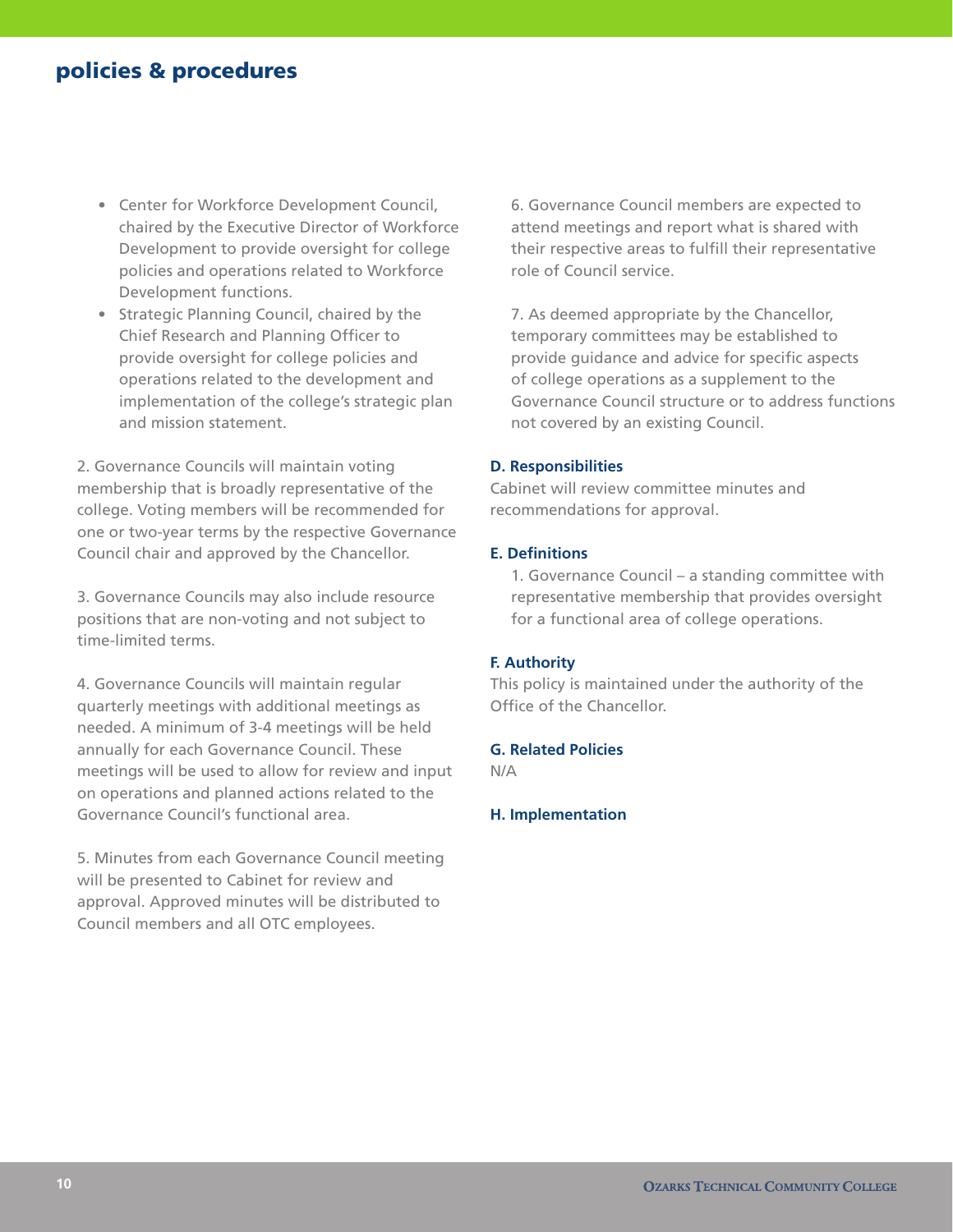- Center for Workforce Development Council, chaired by the Executive Director of Workforce Development to provide oversight for college policies and operations related to Workforce Development functions.
- Strategic Planning Council, chaired by the Chief Research and Planning Officer to provide oversight for college policies and operations related to the development and implementation of the college's strategic plan and mission statement.

2. Governance Councils will maintain voting membership that is broadly representative of the college. Voting members will be recommended for one or two-year terms by the respective Governance Council chair and approved by the Chancellor.

3. Governance Councils may also include resource positions that are non-voting and not subject to time-limited terms.

4. Governance Councils will maintain regular quarterly meetings with additional meetings as needed. A minimum of 3-4 meetings will be held annually for each Governance Council. These meetings will be used to allow for review and input on operations and planned actions related to the Governance Council's functional area.

5. Minutes from each Governance Council meeting will be presented to Cabinet for review and approval. Approved minutes will be distributed to Council members and all OTC employees.

6. Governance Council members are expected to attend meetings and report what is shared with their respective areas to fulfill their representative role of Council service.

7. As deemed appropriate by the Chancellor, temporary committees may be established to provide guidance and advice for specific aspects of college operations as a supplement to the Governance Council structure or to address functions not covered by an existing Council.

**D. Responsibilities**

Cabinet will review committee minutes and recommendations for approval.

**E. Definitions**

1. Governance Council – a standing committee with representative membership that provides oversight for a functional area of college operations.

**F. Authority**

This policy is maintained under the authority of the Office of the Chancellor.

**G. Related Policies**

N/A

**H. Implementation**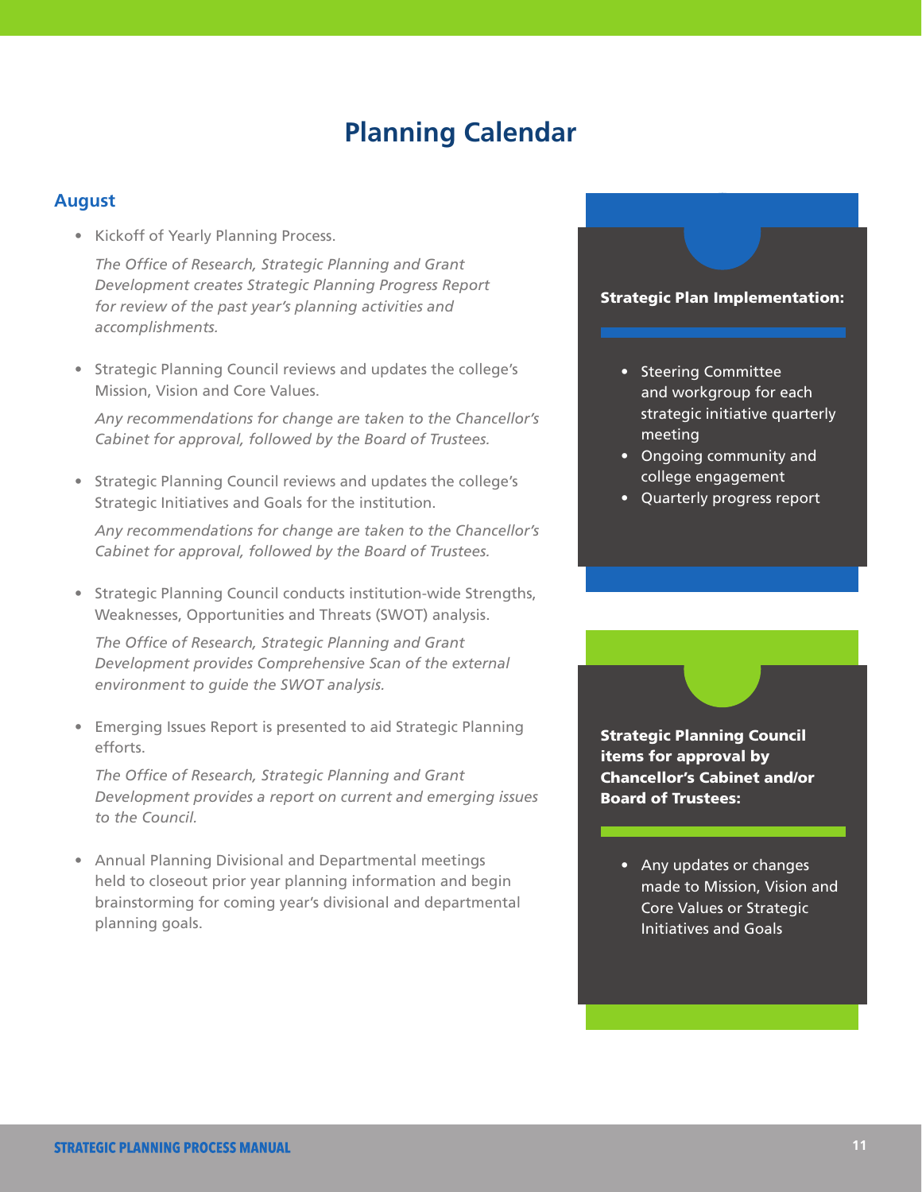# Planning Calendar

## August

- Kickoff of Yearly Planning Process.

  *The Office of Research, Strategic Planning and Grant Development creates Strategic Planning Progress Report for review of the past year's planning activities and accomplishments.*

- Strategic Planning Council reviews and updates the college's Mission, Vision and Core Values.

  *Any recommendations for change are taken to the Chancellor's Cabinet for approval, followed by the Board of Trustees.*

- Strategic Planning Council reviews and updates the college's Strategic Initiatives and Goals for the institution.

  *Any recommendations for change are taken to the Chancellor's Cabinet for approval, followed by the Board of Trustees.*

- Strategic Planning Council conducts institution-wide Strengths, Weaknesses, Opportunities and Threats (SWOT) analysis.

  *The Office of Research, Strategic Planning and Grant Development provides Comprehensive Scan of the external environment to guide the SWOT analysis.*

- Emerging Issues Report is presented to aid Strategic Planning efforts.

  *The Office of Research, Strategic Planning and Grant Development provides a report on current and emerging issues to the Council.*

- Annual Planning Divisional and Departmental meetings held to closeout prior year planning information and begin brainstorming for coming year's divisional and departmental planning goals.

**Strategic Plan Implementation:**

- Steering Committee and workgroup for each strategic initiative quarterly meeting
- Ongoing community and college engagement
- Quarterly progress report

**Strategic Planning Council items for approval by Chancellor's Cabinet and/or Board of Trustees:**

- Any updates or changes made to Mission, Vision and Core Values or Strategic Initiatives and Goals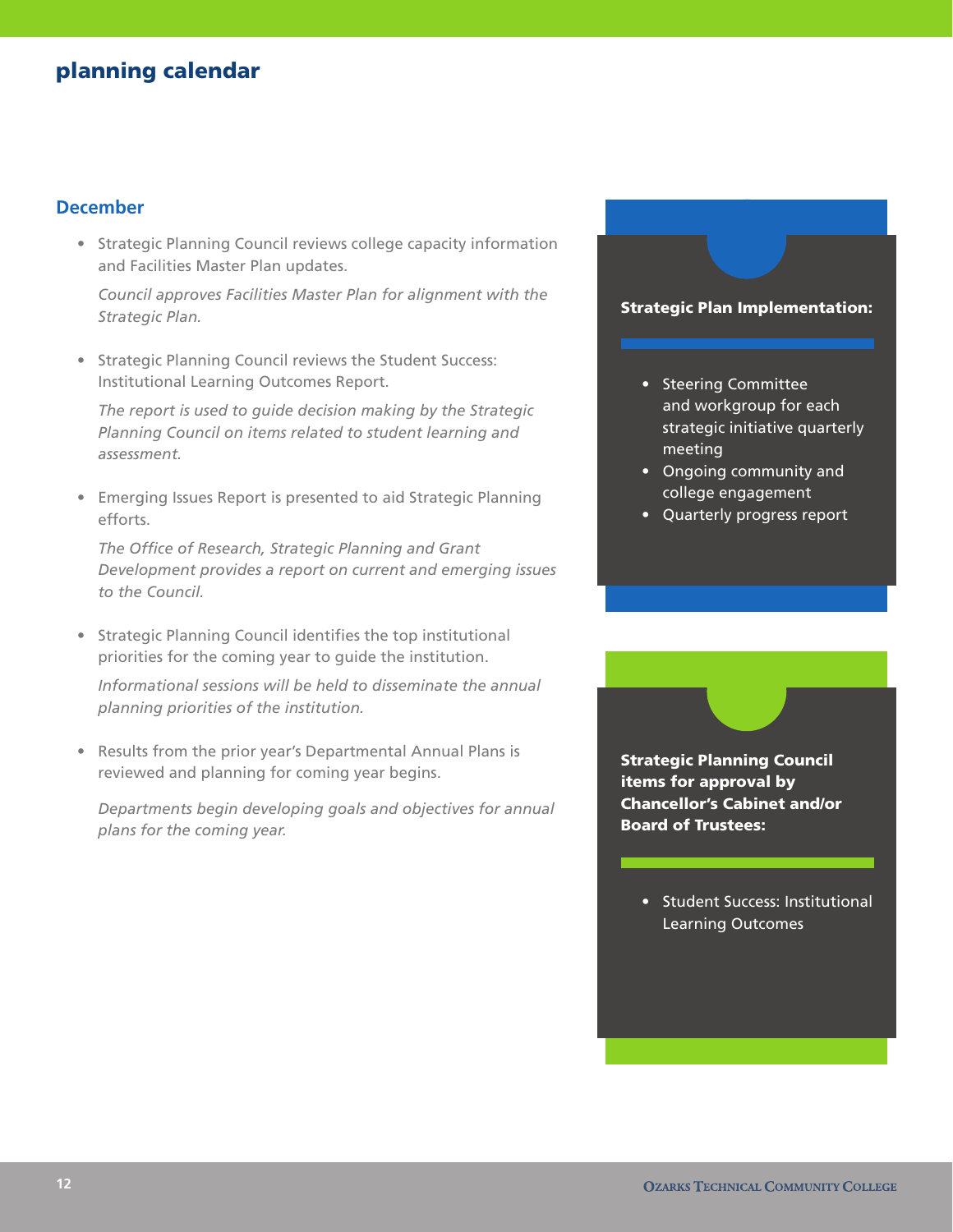## planning calendar

### December

- Strategic Planning Council reviews college capacity information and Facilities Master Plan updates.

  *Council approves Facilities Master Plan for alignment with the Strategic Plan.*

- Strategic Planning Council reviews the Student Success: Institutional Learning Outcomes Report.

  *The report is used to guide decision making by the Strategic Planning Council on items related to student learning and assessment.*

- Emerging Issues Report is presented to aid Strategic Planning efforts.

  *The Office of Research, Strategic Planning and Grant Development provides a report on current and emerging issues to the Council.*

- Strategic Planning Council identifies the top institutional priorities for the coming year to guide the institution.

  *Informational sessions will be held to disseminate the annual planning priorities of the institution.*

- Results from the prior year's Departmental Annual Plans is reviewed and planning for coming year begins.

  *Departments begin developing goals and objectives for annual plans for the coming year.*

**Strategic Plan Implementation:**

- Steering Committee and workgroup for each strategic initiative quarterly meeting
- Ongoing community and college engagement
- Quarterly progress report

**Strategic Planning Council items for approval by Chancellor's Cabinet and/or Board of Trustees:**

- Student Success: Institutional Learning Outcomes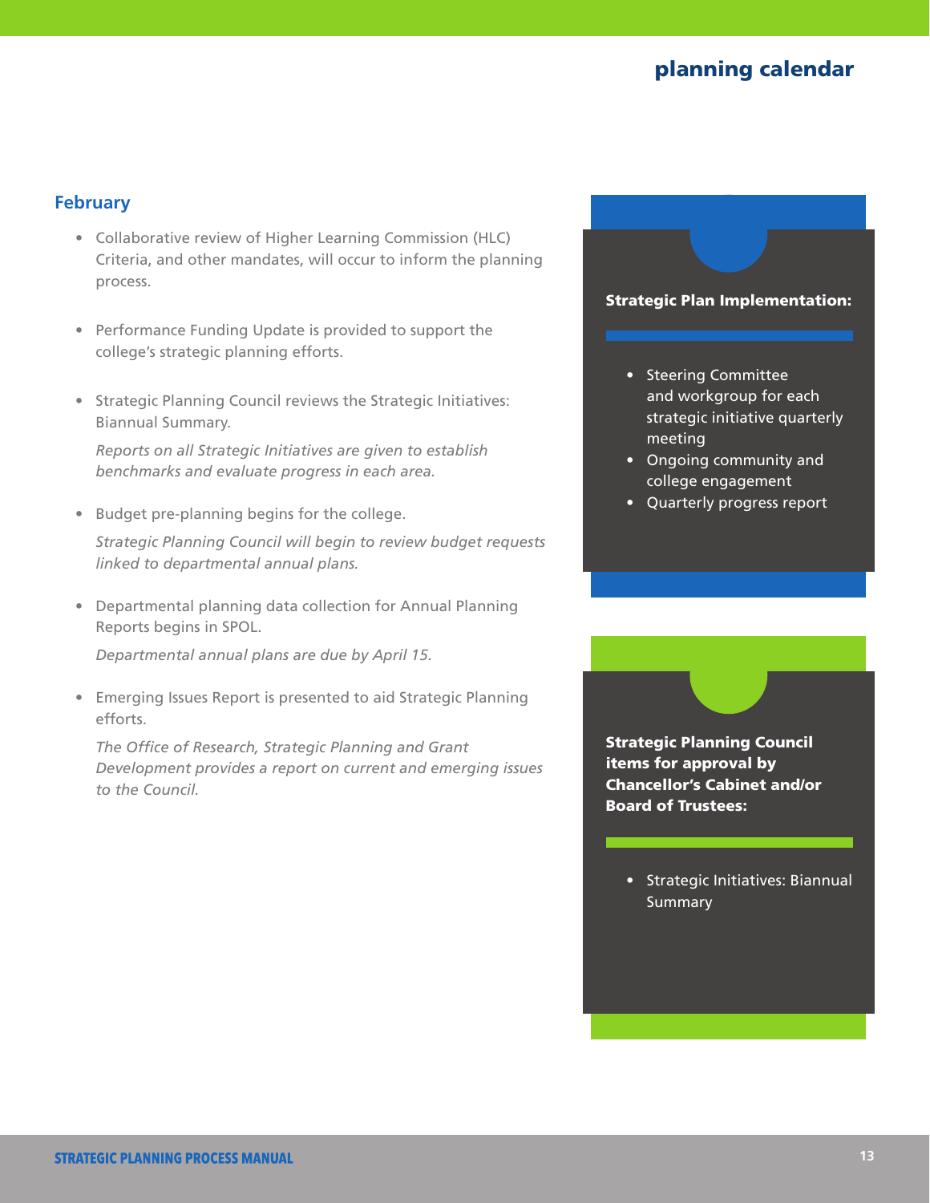## planning calendar

### February

- Collaborative review of Higher Learning Commission (HLC) Criteria, and other mandates, will occur to inform the planning process.
- Performance Funding Update is provided to support the college's strategic planning efforts.
- Strategic Planning Council reviews the Strategic Initiatives: Biannual Summary.

  *Reports on all Strategic Initiatives are given to establish benchmarks and evaluate progress in each area.*
- Budget pre-planning begins for the college.

  *Strategic Planning Council will begin to review budget requests linked to departmental annual plans.*
- Departmental planning data collection for Annual Planning Reports begins in SPOL.

  *Departmental annual plans are due by April 15.*
- Emerging Issues Report is presented to aid Strategic Planning efforts.

  *The Office of Research, Strategic Planning and Grant Development provides a report on current and emerging issues to the Council.*

**Strategic Plan Implementation:**

- Steering Committee and workgroup for each strategic initiative quarterly meeting
- Ongoing community and college engagement
- Quarterly progress report

**Strategic Planning Council items for approval by Chancellor's Cabinet and/or Board of Trustees:**

- Strategic Initiatives: Biannual Summary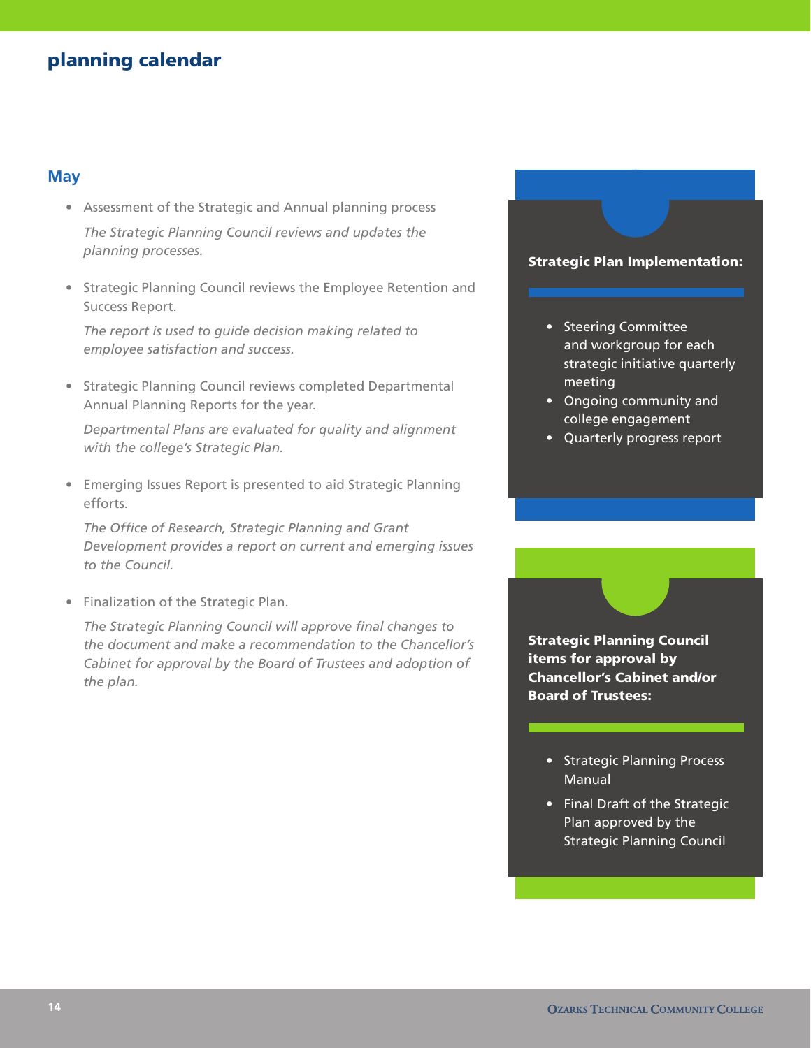## planning calendar

### May

- Assessment of the Strategic and Annual planning process

  *The Strategic Planning Council reviews and updates the planning processes.*

- Strategic Planning Council reviews the Employee Retention and Success Report.

  *The report is used to guide decision making related to employee satisfaction and success.*

- Strategic Planning Council reviews completed Departmental Annual Planning Reports for the year.

  *Departmental Plans are evaluated for quality and alignment with the college's Strategic Plan.*

- Emerging Issues Report is presented to aid Strategic Planning efforts.

  *The Office of Research, Strategic Planning and Grant Development provides a report on current and emerging issues to the Council.*

- Finalization of the Strategic Plan.

  *The Strategic Planning Council will approve final changes to the document and make a recommendation to the Chancellor's Cabinet for approval by the Board of Trustees and adoption of the plan.*

**Strategic Plan Implementation:**

- Steering Committee and workgroup for each strategic initiative quarterly meeting
- Ongoing community and college engagement
- Quarterly progress report

**Strategic Planning Council items for approval by Chancellor's Cabinet and/or Board of Trustees:**

- Strategic Planning Process Manual
- Final Draft of the Strategic Plan approved by the Strategic Planning Council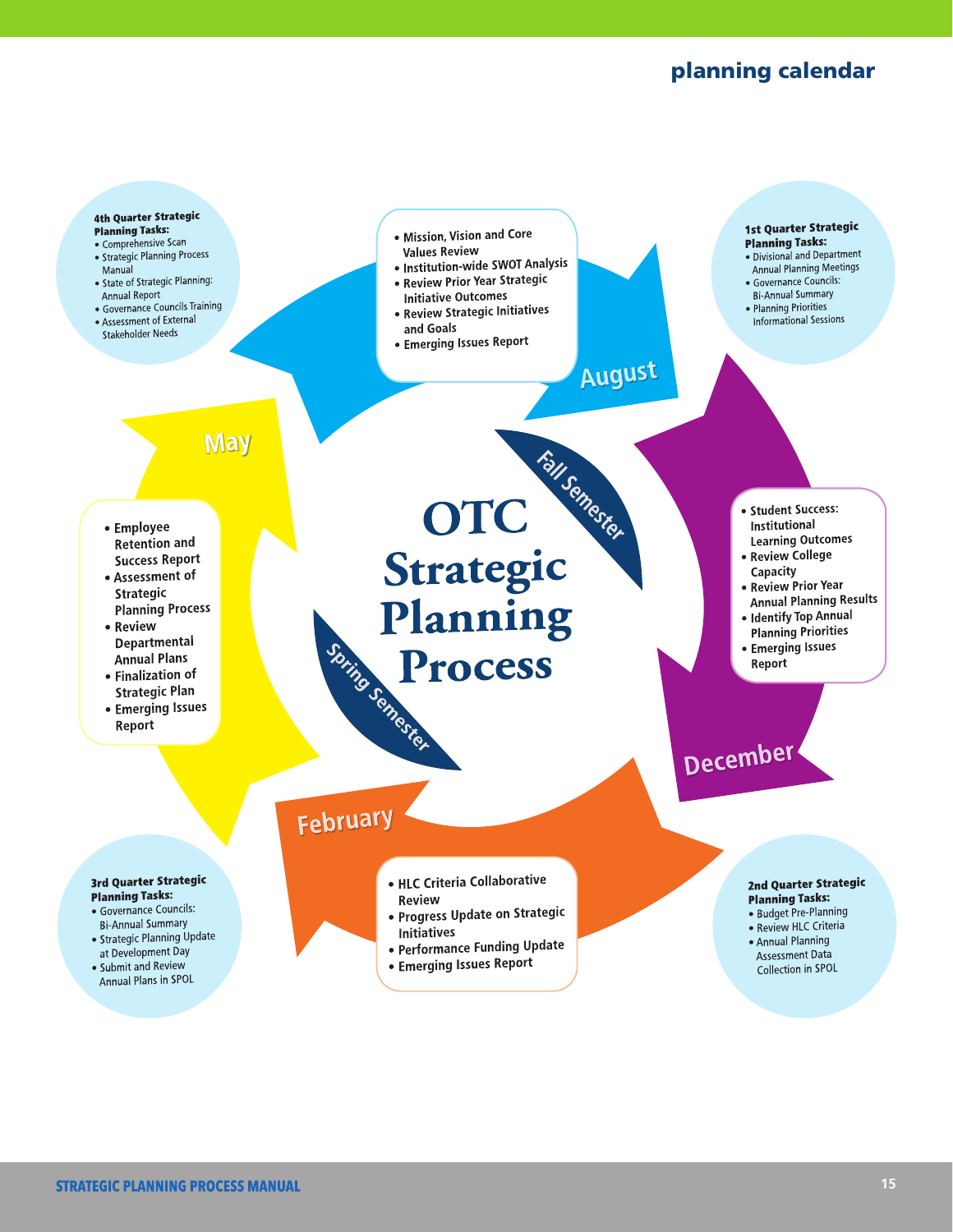## planning calendar

# OTC Strategic Planning Process

### Fall Semester

**August**

- Mission, Vision and Core Values Review
- Institution-wide SWOT Analysis
- Review Prior Year Strategic Initiative Outcomes
- Review Strategic Initiatives and Goals
- Emerging Issues Report

**1st Quarter Strategic Planning Tasks:**

- Divisional and Department Annual Planning Meetings
- Governance Councils: Bi-Annual Summary
- Planning Priorities Informational Sessions

**December**

- Student Success: Institutional Learning Outcomes
- Review College Capacity
- Review Prior Year Annual Planning Results
- Identify Top Annual Planning Priorities
- Emerging Issues Report

**2nd Quarter Strategic Planning Tasks:**

- Budget Pre-Planning
- Review HLC Criteria
- Annual Planning Assessment Data Collection in SPOL

### Spring Semester

**February**

- HLC Criteria Collaborative Review
- Progress Update on Strategic Initiatives
- Performance Funding Update
- Emerging Issues Report

**3rd Quarter Strategic Planning Tasks:**

- Governance Councils: Bi-Annual Summary
- Strategic Planning Update at Development Day
- Submit and Review Annual Plans in SPOL

**May**

- Employee Retention and Success Report
- Assessment of Strategic Planning Process
- Review Departmental Annual Plans
- Finalization of Strategic Plan
- Emerging Issues Report

**4th Quarter Strategic Planning Tasks:**

- Comprehensive Scan
- Strategic Planning Process Manual
- State of Strategic Planning: Annual Report
- Governance Councils Training
- Assessment of External Stakeholder Needs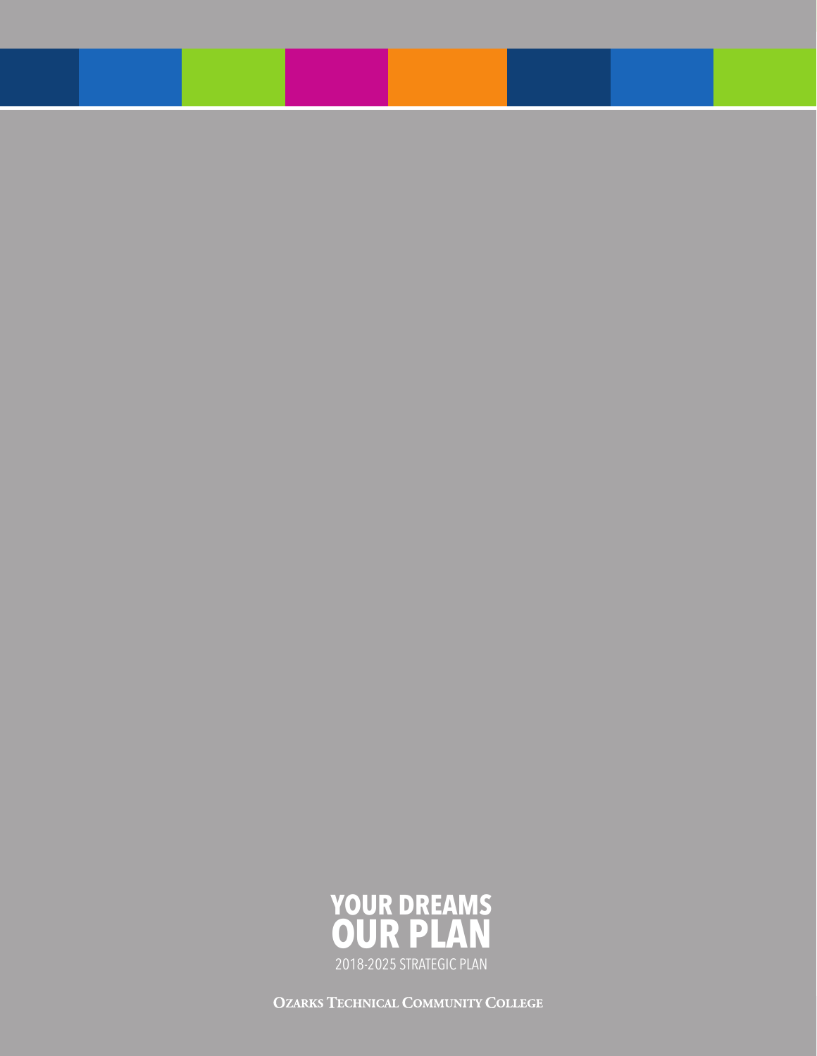# YOUR DREAMS
# OUR PLAN

2018-2025 STRATEGIC PLAN

OZARKS TECHNICAL COMMUNITY COLLEGE